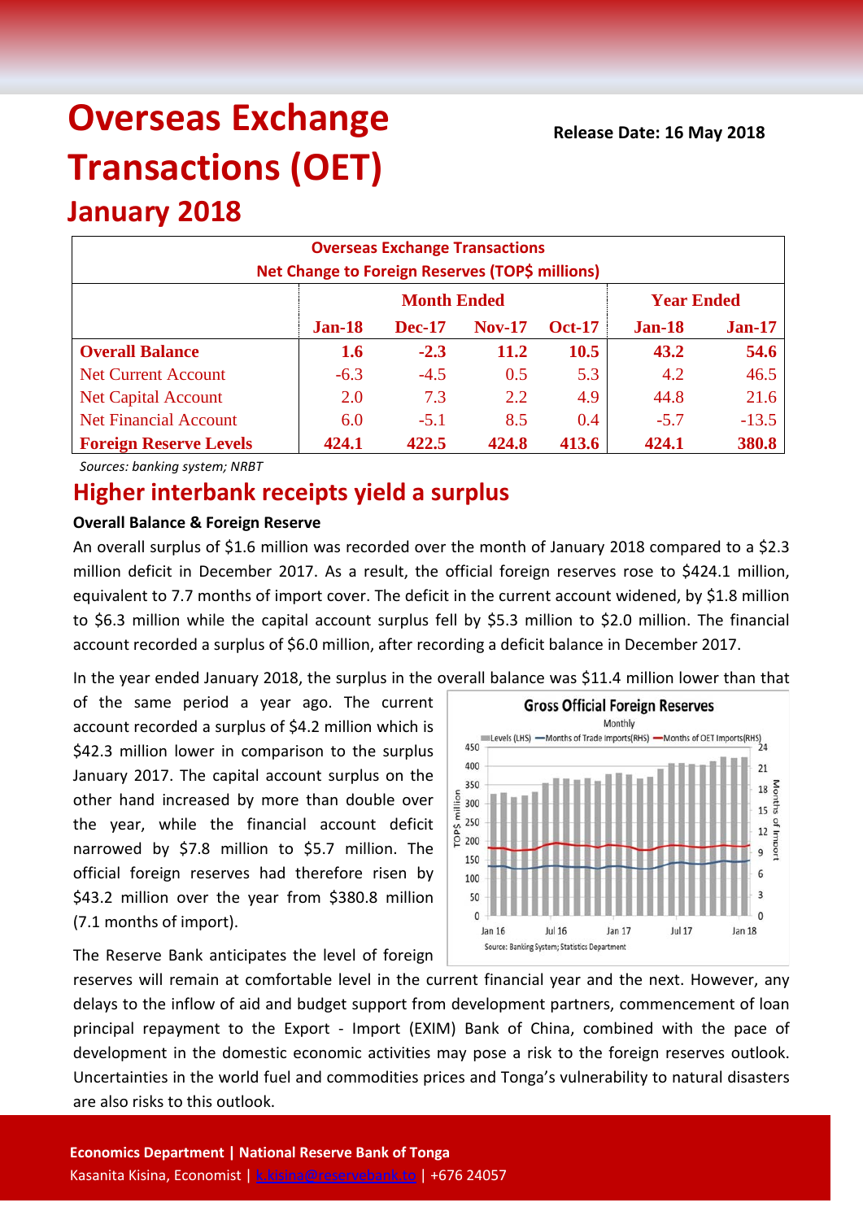# Overseas Exchange Transactions (OET)

## January 2018

**Release Date: 16 May 2018**

| Overseas Exchange Transactions<br>Net Change to Foreign Reserves (TOP$ millions) | | | | | | |
|---|---|---|---|---|---|---|
| | Month Ended | | | | Year Ended | |
| | **Jan-18** | **Dec-17** | **Nov-17** | **Oct-17** | **Jan-18** | **Jan-17** |
| **Overall Balance** | **1.6** | **-2.3** | **11.2** | **10.5** | **43.2** | **54.6** |
| Net Current Account | -6.3 | -4.5 | 0.5 | 5.3 | 4.2 | 46.5 |
| Net Capital Account | 2.0 | 7.3 | 2.2 | 4.9 | 44.8 | 21.6 |
| Net Financial Account | 6.0 | -5.1 | 8.5 | 0.4 | -5.7 | -13.5 |
| **Foreign Reserve Levels** | **424.1** | **422.5** | **424.8** | **413.6** | **424.1** | **380.8** |

*Sources: banking system; NRBT*

## Higher interbank receipts yield a surplus

### Overall Balance & Foreign Reserve

An overall surplus of $1.6 million was recorded over the month of January 2018 compared to a $2.3 million deficit in December 2017. As a result, the official foreign reserves rose to $424.1 million, equivalent to 7.7 months of import cover. The deficit in the current account widened, by $1.8 million to $6.3 million while the capital account surplus fell by $5.3 million to $2.0 million. The financial account recorded a surplus of $6.0 million, after recording a deficit balance in December 2017.

In the year ended January 2018, the surplus in the overall balance was $11.4 million lower than that of the same period a year ago. The current account recorded a surplus of $4.2 million which is $42.3 million lower in comparison to the surplus January 2017. The capital account surplus on the other hand increased by more than double over the year, while the financial account deficit narrowed by $7.8 million to $5.7 million. The official foreign reserves had therefore risen by $43.2 million over the year from $380.8 million (7.1 months of import).

The Reserve Bank anticipates the level of foreign reserves will remain at comfortable level in the current financial year and the next. However, any delays to the inflow of aid and budget support from development partners, commencement of loan principal repayment to the Export - Import (EXIM) Bank of China, combined with the pace of development in the domestic economic activities may pose a risk to the foreign reserves outlook. Uncertainties in the world fuel and commodities prices and Tonga's vulnerability to natural disasters are also risks to this outlook.

**Economics Department | National Reserve Bank of Tonga**
Kasanita Kisina, Economist | k.kisina@reservebank.to | +676 24057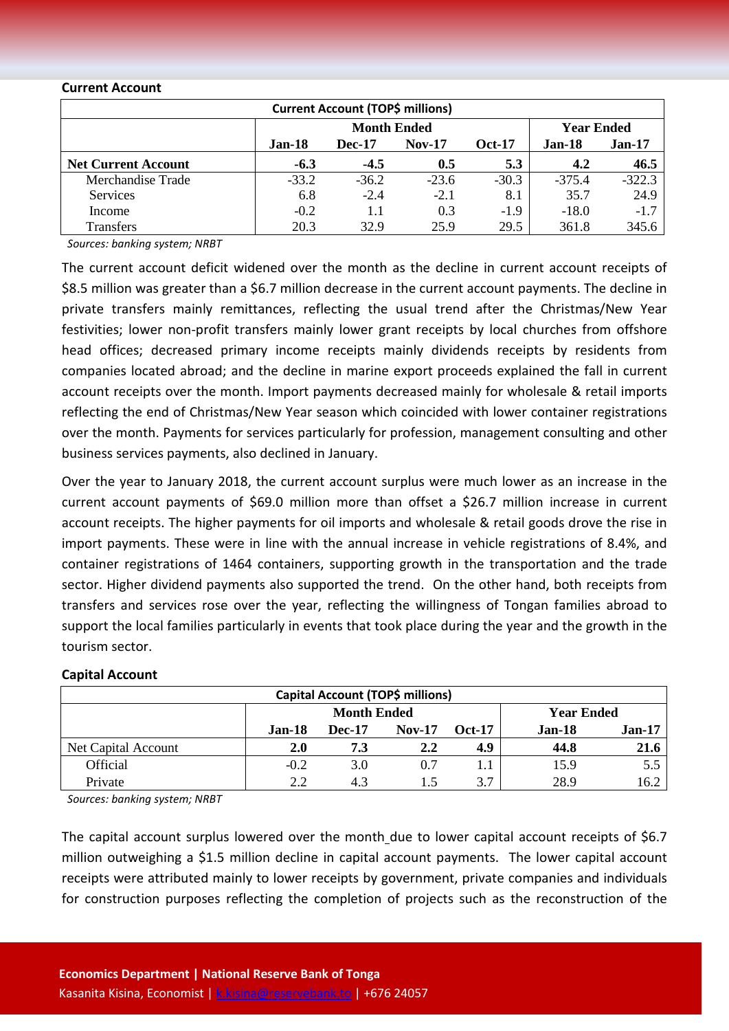### Current Account

| Current Account (TOP$ millions) | | | | | | |
|---|---|---|---|---|---|---|
| | Month Ended | | | | Year Ended | |
| | Jan-18 | Dec-17 | Nov-17 | Oct-17 | Jan-18 | Jan-17 |
| **Net Current Account** | **-6.3** | **-4.5** | **0.5** | **5.3** | **4.2** | **46.5** |
| Merchandise Trade | -33.2 | -36.2 | -23.6 | -30.3 | -375.4 | -322.3 |
| Services | 6.8 | -2.4 | -2.1 | 8.1 | 35.7 | 24.9 |
| Income | -0.2 | 1.1 | 0.3 | -1.9 | -18.0 | -1.7 |
| Transfers | 20.3 | 32.9 | 25.9 | 29.5 | 361.8 | 345.6 |

*Sources: banking system; NRBT*

The current account deficit widened over the month as the decline in current account receipts of $8.5 million was greater than a $6.7 million decrease in the current account payments. The decline in private transfers mainly remittances, reflecting the usual trend after the Christmas/New Year festivities; lower non-profit transfers mainly lower grant receipts by local churches from offshore head offices; decreased primary income receipts mainly dividends receipts by residents from companies located abroad; and the decline in marine export proceeds explained the fall in current account receipts over the month. Import payments decreased mainly for wholesale & retail imports reflecting the end of Christmas/New Year season which coincided with lower container registrations over the month. Payments for services particularly for profession, management consulting and other business services payments, also declined in January.

Over the year to January 2018, the current account surplus were much lower as an increase in the current account payments of $69.0 million more than offset a $26.7 million increase in current account receipts. The higher payments for oil imports and wholesale & retail goods drove the rise in import payments. These were in line with the annual increase in vehicle registrations of 8.4%, and container registrations of 1464 containers, supporting growth in the transportation and the trade sector. Higher dividend payments also supported the trend. On the other hand, both receipts from transfers and services rose over the year, reflecting the willingness of Tongan families abroad to support the local families particularly in events that took place during the year and the growth in the tourism sector.

### Capital Account

| Capital Account (TOP$ millions) | | | | | | |
|---|---|---|---|---|---|---|
| | Month Ended | | | | Year Ended | |
| | Jan-18 | Dec-17 | Nov-17 | Oct-17 | Jan-18 | Jan-17 |
| Net Capital Account | **2.0** | **7.3** | **2.2** | **4.9** | **44.8** | **21.6** |
| Official | -0.2 | 3.0 | 0.7 | 1.1 | 15.9 | 5.5 |
| Private | 2.2 | 4.3 | 1.5 | 3.7 | 28.9 | 16.2 |

*Sources: banking system; NRBT*

The capital account surplus lowered over the month due to lower capital account receipts of $6.7 million outweighing a $1.5 million decline in capital account payments. The lower capital account receipts were attributed mainly to lower receipts by government, private companies and individuals for construction purposes reflecting the completion of projects such as the reconstruction of the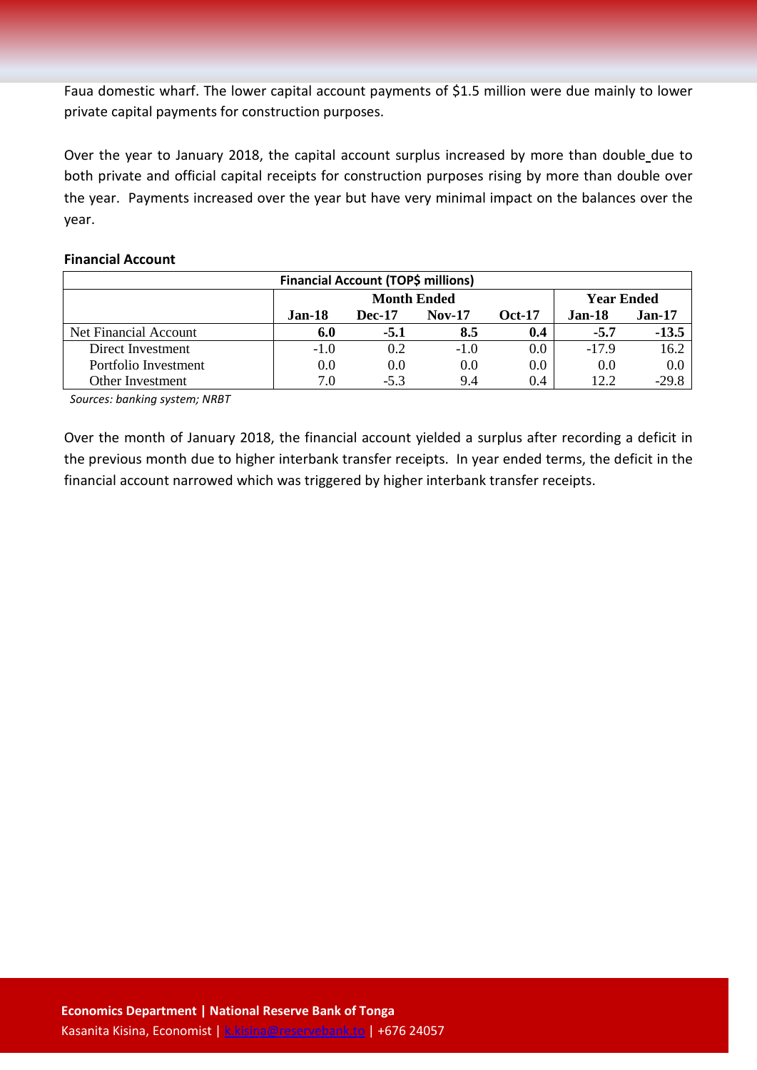Faua domestic wharf. The lower capital account payments of $1.5 million were due mainly to lower private capital payments for construction purposes.

Over the year to January 2018, the capital account surplus increased by more than double due to both private and official capital receipts for construction purposes rising by more than double over the year. Payments increased over the year but have very minimal impact on the balances over the year.

**Financial Account**

| Financial Account (TOP$ millions) | | | | | | |
|---|---|---|---|---|---|---|
| | Month Ended | | | | Year Ended | |
| | **Jan-18** | **Dec-17** | **Nov-17** | **Oct-17** | **Jan-18** | **Jan-17** |
| Net Financial Account | **6.0** | **-5.1** | **8.5** | **0.4** | **-5.7** | **-13.5** |
| Direct Investment | -1.0 | 0.2 | -1.0 | 0.0 | -17.9 | 16.2 |
| Portfolio Investment | 0.0 | 0.0 | 0.0 | 0.0 | 0.0 | 0.0 |
| Other Investment | 7.0 | -5.3 | 9.4 | 0.4 | 12.2 | -29.8 |

*Sources: banking system; NRBT*

Over the month of January 2018, the financial account yielded a surplus after recording a deficit in the previous month due to higher interbank transfer receipts. In year ended terms, the deficit in the financial account narrowed which was triggered by higher interbank transfer receipts.

**Economics Department | National Reserve Bank of Tonga**
Kasanita Kisina, Economist | k.kisina@reservebank.to | +676 24057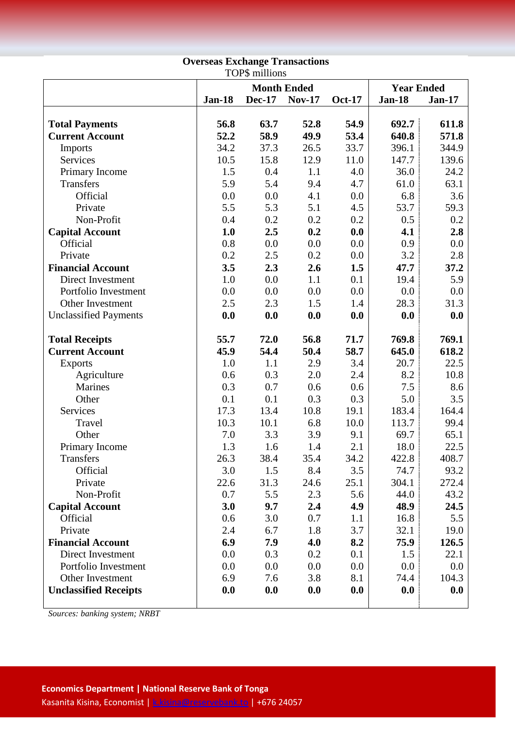**Overseas Exchange Transactions**

TOP$ millions

| | Month Ended | | | | Year Ended | |
|---|---|---|---|---|---|---|
| | Jan-18 | Dec-17 | Nov-17 | Oct-17 | Jan-18 | Jan-17 |
| **Total Payments** | **56.8** | **63.7** | **52.8** | **54.9** | **692.7** | **611.8** |
| **Current Account** | **52.2** | **58.9** | **49.9** | **53.4** | **640.8** | **571.8** |
| Imports | 34.2 | 37.3 | 26.5 | 33.7 | 396.1 | 344.9 |
| Services | 10.5 | 15.8 | 12.9 | 11.0 | 147.7 | 139.6 |
| Primary Income | 1.5 | 0.4 | 1.1 | 4.0 | 36.0 | 24.2 |
| Transfers | 5.9 | 5.4 | 9.4 | 4.7 | 61.0 | 63.1 |
| Official | 0.0 | 0.0 | 4.1 | 0.0 | 6.8 | 3.6 |
| Private | 5.5 | 5.3 | 5.1 | 4.5 | 53.7 | 59.3 |
| Non-Profit | 0.4 | 0.2 | 0.2 | 0.2 | 0.5 | 0.2 |
| **Capital Account** | **1.0** | **2.5** | **0.2** | **0.0** | **4.1** | **2.8** |
| Official | 0.8 | 0.0 | 0.0 | 0.0 | 0.9 | 0.0 |
| Private | 0.2 | 2.5 | 0.2 | 0.0 | 3.2 | 2.8 |
| **Financial Account** | **3.5** | **2.3** | **2.6** | **1.5** | **47.7** | **37.2** |
| Direct Investment | 1.0 | 0.0 | 1.1 | 0.1 | 19.4 | 5.9 |
| Portfolio Investment | 0.0 | 0.0 | 0.0 | 0.0 | 0.0 | 0.0 |
| Other Investment | 2.5 | 2.3 | 1.5 | 1.4 | 28.3 | 31.3 |
| Unclassified Payments | **0.0** | **0.0** | **0.0** | **0.0** | **0.0** | **0.0** |
| **Total Receipts** | **55.7** | **72.0** | **56.8** | **71.7** | **769.8** | **769.1** |
| **Current Account** | **45.9** | **54.4** | **50.4** | **58.7** | **645.0** | **618.2** |
| Exports | 1.0 | 1.1 | 2.9 | 3.4 | 20.7 | 22.5 |
| Agriculture | 0.6 | 0.3 | 2.0 | 2.4 | 8.2 | 10.8 |
| Marines | 0.3 | 0.7 | 0.6 | 0.6 | 7.5 | 8.6 |
| Other | 0.1 | 0.1 | 0.3 | 0.3 | 5.0 | 3.5 |
| Services | 17.3 | 13.4 | 10.8 | 19.1 | 183.4 | 164.4 |
| Travel | 10.3 | 10.1 | 6.8 | 10.0 | 113.7 | 99.4 |
| Other | 7.0 | 3.3 | 3.9 | 9.1 | 69.7 | 65.1 |
| Primary Income | 1.3 | 1.6 | 1.4 | 2.1 | 18.0 | 22.5 |
| Transfers | 26.3 | 38.4 | 35.4 | 34.2 | 422.8 | 408.7 |
| Official | 3.0 | 1.5 | 8.4 | 3.5 | 74.7 | 93.2 |
| Private | 22.6 | 31.3 | 24.6 | 25.1 | 304.1 | 272.4 |
| Non-Profit | 0.7 | 5.5 | 2.3 | 5.6 | 44.0 | 43.2 |
| **Capital Account** | **3.0** | **9.7** | **2.4** | **4.9** | **48.9** | **24.5** |
| Official | 0.6 | 3.0 | 0.7 | 1.1 | 16.8 | 5.5 |
| Private | 2.4 | 6.7 | 1.8 | 3.7 | 32.1 | 19.0 |
| **Financial Account** | **6.9** | **7.9** | **4.0** | **8.2** | **75.9** | **126.5** |
| Direct Investment | 0.0 | 0.3 | 0.2 | 0.1 | 1.5 | 22.1 |
| Portfolio Investment | 0.0 | 0.0 | 0.0 | 0.0 | 0.0 | 0.0 |
| Other Investment | 6.9 | 7.6 | 3.8 | 8.1 | 74.4 | 104.3 |
| **Unclassified Receipts** | **0.0** | **0.0** | **0.0** | **0.0** | **0.0** | **0.0** |

*Sources: banking system; NRBT*

**Economics Department | National Reserve Bank of Tonga**

Kasanita Kisina, Economist | k.kisina@reservebank.to | +676 24057